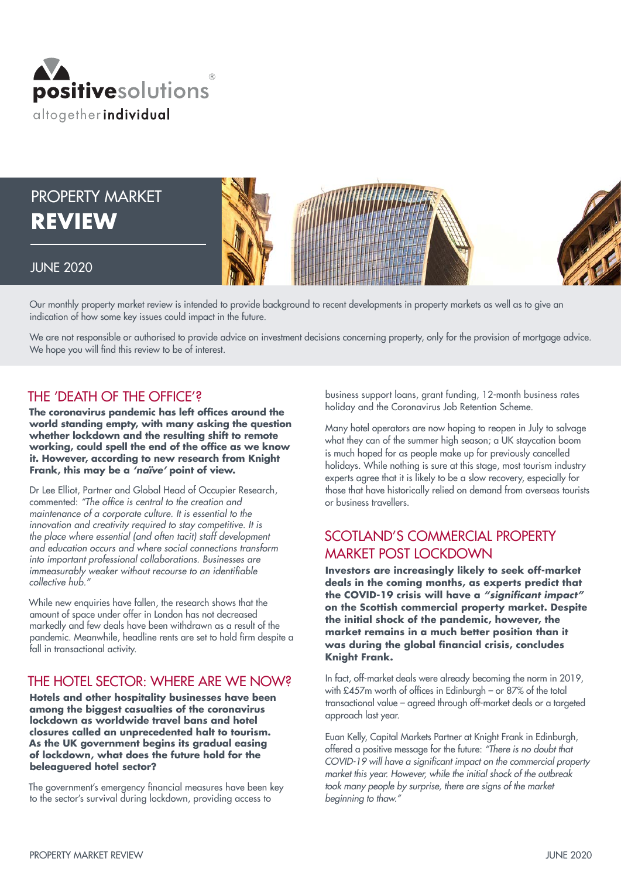positivesolutions®

altogether individual

# PROPERTY MARKET REVIEW

JUNE 2020

Our monthly property market review is intended to provide background to recent developments in property markets as well as to give an indication of how some key issues could impact in the future.

We are not responsible or authorised to provide advice on investment decisions concerning property, only for the provision of mortgage advice. We hope you will find this review to be of interest.

## THE 'DEATH OF THE OFFICE'?

**The coronavirus pandemic has left offices around the world standing empty, with many asking the question whether lockdown and the resulting shift to remote working, could spell the end of the office as we know it. However, according to new research from Knight Frank, this may be a *'naïve'* point of view.**

Dr Lee Elliot, Partner and Global Head of Occupier Research, commented: *"The office is central to the creation and maintenance of a corporate culture. It is essential to the innovation and creativity required to stay competitive. It is the place where essential (and often tacit) staff development and education occurs and where social connections transform into important professional collaborations. Businesses are immeasurably weaker without recourse to an identifiable collective hub."*

While new enquiries have fallen, the research shows that the amount of space under offer in London has not decreased markedly and few deals have been withdrawn as a result of the pandemic. Meanwhile, headline rents are set to hold firm despite a fall in transactional activity.

## THE HOTEL SECTOR: WHERE ARE WE NOW?

**Hotels and other hospitality businesses have been among the biggest casualties of the coronavirus lockdown as worldwide travel bans and hotel closures called an unprecedented halt to tourism. As the UK government begins its gradual easing of lockdown, what does the future hold for the beleaguered hotel sector?**

The government's emergency financial measures have been key to the sector's survival during lockdown, providing access to business support loans, grant funding, 12-month business rates holiday and the Coronavirus Job Retention Scheme.

Many hotel operators are now hoping to reopen in July to salvage what they can of the summer high season; a UK staycation boom is much hoped for as people make up for previously cancelled holidays. While nothing is sure at this stage, most tourism industry experts agree that it is likely to be a slow recovery, especially for those that have historically relied on demand from overseas tourists or business travellers.

## SCOTLAND'S COMMERCIAL PROPERTY MARKET POST LOCKDOWN

**Investors are increasingly likely to seek off-market deals in the coming months, as experts predict that the COVID-19 crisis will have a *"significant impact"* on the Scottish commercial property market. Despite the initial shock of the pandemic, however, the market remains in a much better position than it was during the global financial crisis, concludes Knight Frank.**

In fact, off-market deals were already becoming the norm in 2019, with £457m worth of offices in Edinburgh – or 87% of the total transactional value – agreed through off-market deals or a targeted approach last year.

Euan Kelly, Capital Markets Partner at Knight Frank in Edinburgh, offered a positive message for the future: *"There is no doubt that COVID-19 will have a significant impact on the commercial property market this year. However, while the initial shock of the outbreak took many people by surprise, there are signs of the market beginning to thaw."*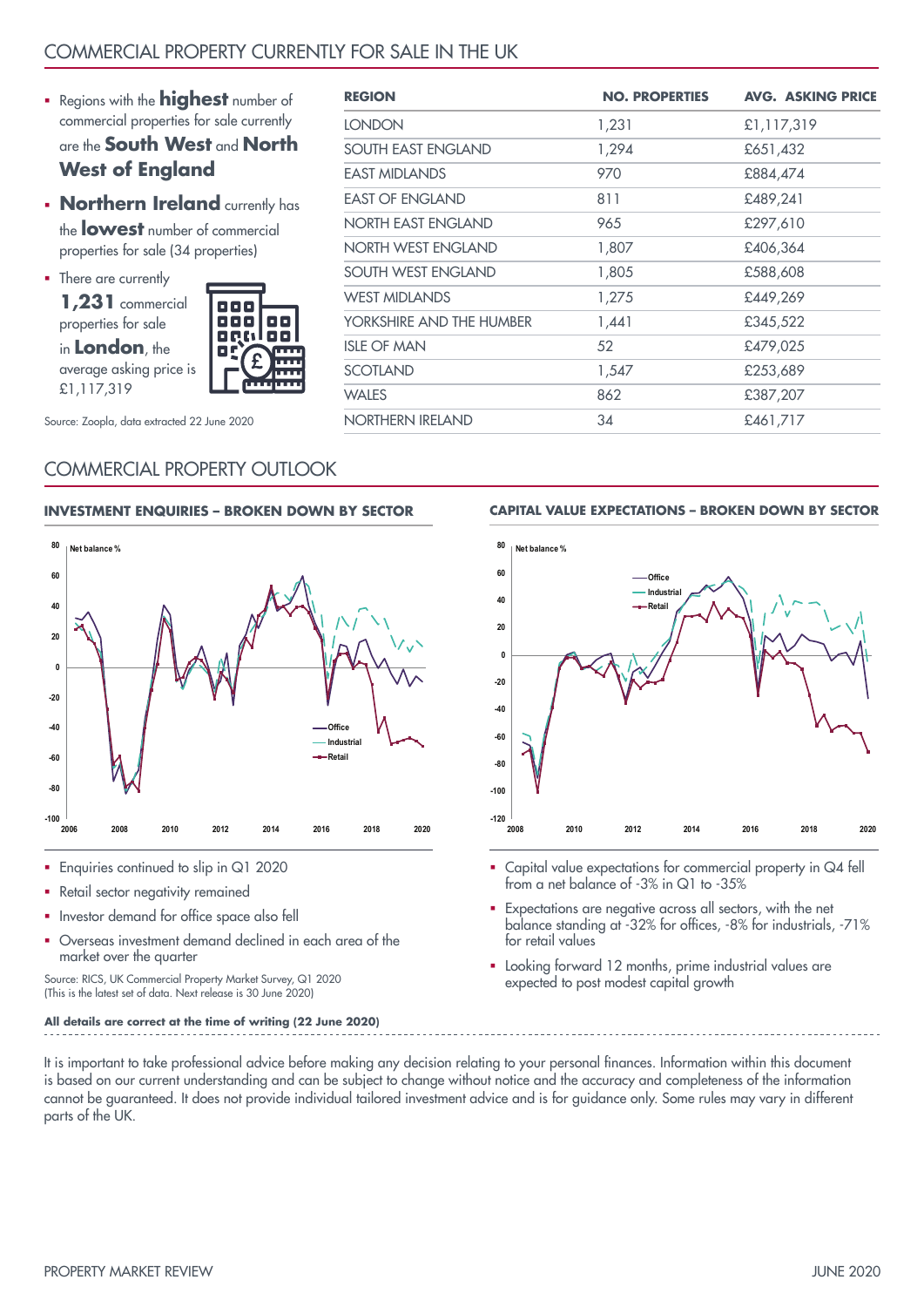## COMMERCIAL PROPERTY CURRENTLY FOR SALE IN THE UK

- Regions with the **highest** number of commercial properties for sale currently are the **South West** and **North West of England**
- **Northern Ireland** currently has the **lowest** number of commercial properties for sale (34 properties)
- There are currently **1,231** commercial properties for sale in **London**, the average asking price is £1,117,319

Source: Zoopla, data extracted 22 June 2020

| REGION | NO. PROPERTIES | AVG. ASKING PRICE |
|---|---|---|
| LONDON | 1,231 | £1,117,319 |
| SOUTH EAST ENGLAND | 1,294 | £651,432 |
| EAST MIDLANDS | 970 | £884,474 |
| EAST OF ENGLAND | 811 | £489,241 |
| NORTH EAST ENGLAND | 965 | £297,610 |
| NORTH WEST ENGLAND | 1,807 | £406,364 |
| SOUTH WEST ENGLAND | 1,805 | £588,608 |
| WEST MIDLANDS | 1,275 | £449,269 |
| YORKSHIRE AND THE HUMBER | 1,441 | £345,522 |
| ISLE OF MAN | 52 | £479,025 |
| SCOTLAND | 1,547 | £253,689 |
| WALES | 862 | £387,207 |
| NORTHERN IRELAND | 34 | £461,717 |

## COMMERCIAL PROPERTY OUTLOOK

### INVESTMENT ENQUIRIES – BROKEN DOWN BY SECTOR

Net balance %

80
60
40
20
0
-20
-40
-60
-80
-100

2006 2008 2010 2012 2014 2016 2018 2020

Office
Industrial
Retail

- Enquiries continued to slip in Q1 2020
- Retail sector negativity remained
- Investor demand for office space also fell
- Overseas investment demand declined in each area of the market over the quarter

Source: RICS, UK Commercial Property Market Survey, Q1 2020
(This is the latest set of data. Next release is 30 June 2020)

### CAPITAL VALUE EXPECTATIONS – BROKEN DOWN BY SECTOR

Net balance %

80
60
40
20
0
-20
-40
-60
-80
-100
-120

2008 2010 2012 2014 2016 2018 2020

Office
Industrial
Retail

- Capital value expectations for commercial property in Q4 fell from a net balance of -3% in Q1 to -35%
- Expectations are negative across all sectors, with the net balance standing at -32% for offices, -8% for industrials, -71% for retail values
- Looking forward 12 months, prime industrial values are expected to post modest capital growth

**All details are correct at the time of writing (22 June 2020)**

It is important to take professional advice before making any decision relating to your personal finances. Information within this document is based on our current understanding and can be subject to change without notice and the accuracy and completeness of the information cannot be guaranteed. It does not provide individual tailored investment advice and is for guidance only. Some rules may vary in different parts of the UK.